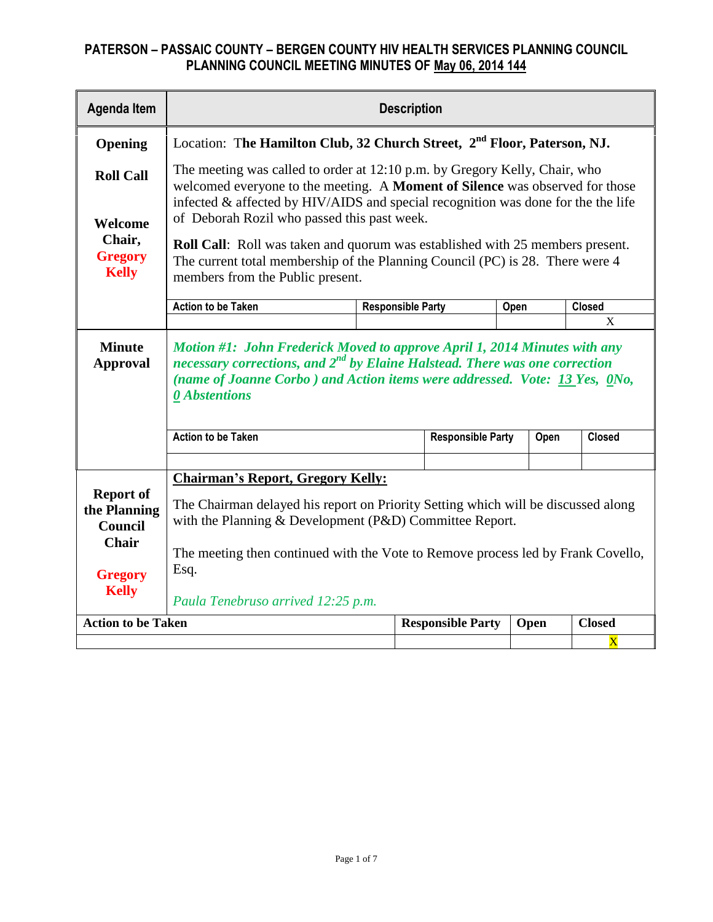# PATERSON – PASSAIC COUNTY – BERGEN COUNTY HIV HEALTH SERVICES PLANNING COUNCIL
## PLANNING COUNCIL MEETING MINUTES OF May 06, 2014 144

| Agenda Item | Description |
|---|---|
| **Opening**<br><br>**Roll Call**<br><br>**Welcome Chair, Gregory Kelly** | Location: T**he Hamilton Club, 32 Church Street, 2nd Floor, Paterson, NJ.**<br><br>The meeting was called to order at 12:10 p.m. by Gregory Kelly, Chair, who welcomed everyone to the meeting. A **Moment of Silence** was observed for those infected & affected by HIV/AIDS and special recognition was done for the the life of Deborah Rozil who passed this past week.<br><br>**Roll Call**: Roll was taken and quorum was established with 25 members present. The current total membership of the Planning Council (PC) is 28. There were 4 members from the Public present. |

| Action to be Taken | Responsible Party | Open | Closed |
|---|---|---|---|
| | | | X |

| Agenda Item | Description |
|---|---|
| **Minute Approval** | ***Motion #1: John Frederick Moved to approve April 1, 2014 Minutes with any necessary corrections, and 2nd by Elaine Halstead. There was one correction (name of Joanne Corbo ) and Action items were addressed. Vote: 13 Yes, 0No, 0 Abstentions*** |

| Action to be Taken | Responsible Party | Open | Closed |
|---|---|---|---|
| | | | |

| Agenda Item | Description |
|---|---|
| **Report of the Planning Council Chair**<br><br>**Gregory Kelly** | **Chairman's Report, Gregory Kelly:**<br><br>The Chairman delayed his report on Priority Setting which will be discussed along with the Planning & Development (P&D) Committee Report.<br><br>The meeting then continued with the Vote to Remove process led by Frank Covello, Esq.<br><br>*Paula Tenebruso arrived 12:25 p.m.* |

| Action to be Taken | Responsible Party | Open | Closed |
|---|---|---|---|
| | | | X |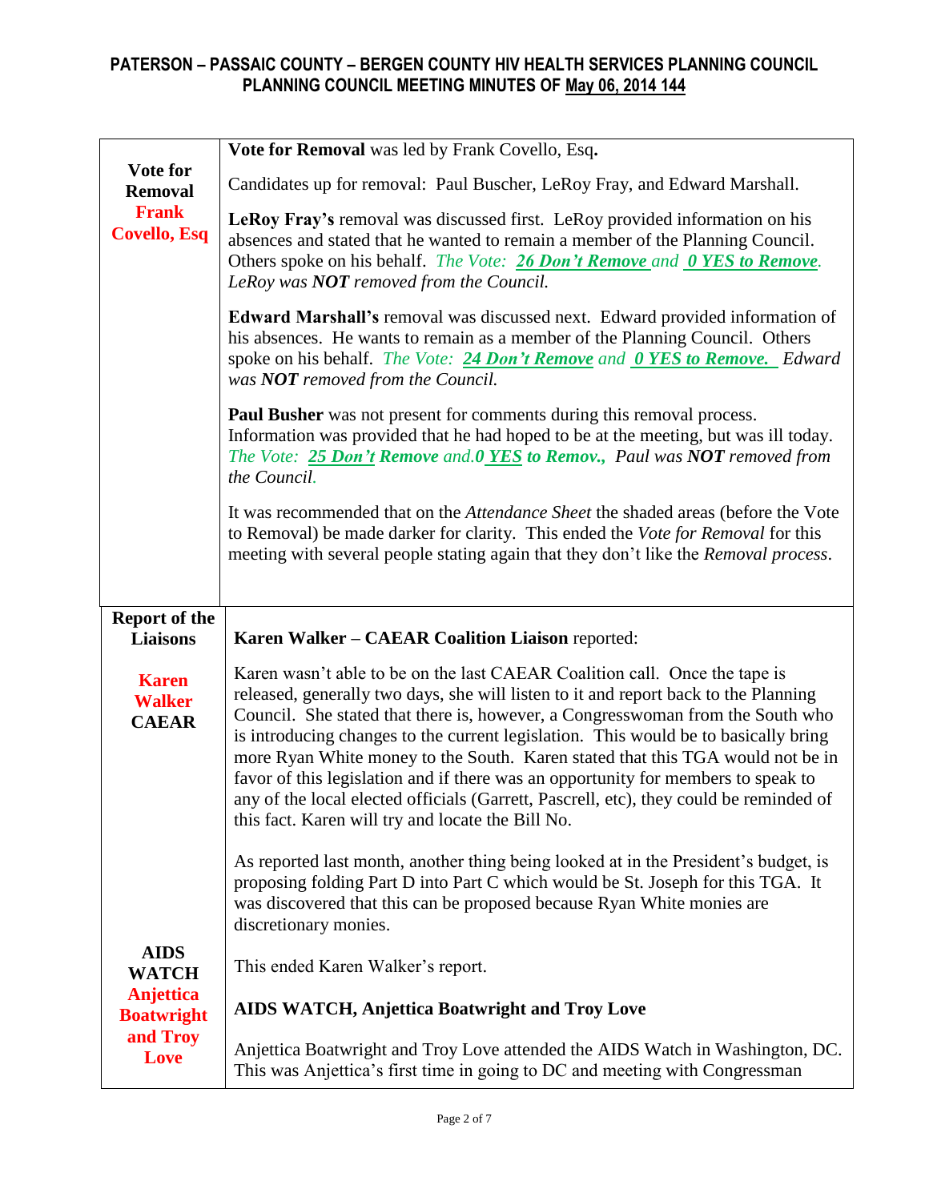**PATERSON – PASSAIC COUNTY – BERGEN COUNTY HIV HEALTH SERVICES PLANNING COUNCIL**
**PLANNING COUNCIL MEETING MINUTES OF May 06, 2014 144**

| | |
|---|---|
| **Vote for Removal** **Frank Covello, Esq** | **Vote for Removal** was led by Frank Covello, Esq**.**<br><br>Candidates up for removal: Paul Buscher, LeRoy Fray, and Edward Marshall.<br><br>**LeRoy Fray's** removal was discussed first. LeRoy provided information on his absences and stated that he wanted to remain a member of the Planning Council. Others spoke on his behalf. *The Vote: **26 Don't Remove** and **0 YES to Remove**. LeRoy was **NOT** removed from the Council.*<br><br>**Edward Marshall's** removal was discussed next. Edward provided information of his absences. He wants to remain as a member of the Planning Council. Others spoke on his behalf. *The Vote: **24 Don't Remove** and **0 YES to Remove.** Edward was **NOT** removed from the Council.*<br><br>**Paul Busher** was not present for comments during this removal process. Information was provided that he had hoped to be at the meeting, but was ill today. *The Vote: **25 Don't Remove** and.**0 YES** to Remov., Paul was **NOT** removed from the Council.*<br><br>It was recommended that on the *Attendance Sheet* the shaded areas (before the Vote to Removal) be made darker for clarity. This ended the *Vote for Removal* for this meeting with several people stating again that they don't like the *Removal process*. |
| **Report of the Liaisons** **Karen Walker** **CAEAR** | **Karen Walker – CAEAR Coalition Liaison** reported:<br><br>Karen wasn't able to be on the last CAEAR Coalition call. Once the tape is released, generally two days, she will listen to it and report back to the Planning Council. She stated that there is, however, a Congresswoman from the South who is introducing changes to the current legislation. This would be to basically bring more Ryan White money to the South. Karen stated that this TGA would not be in favor of this legislation and if there was an opportunity for members to speak to any of the local elected officials (Garrett, Pascrell, etc), they could be reminded of this fact. Karen will try and locate the Bill No.<br><br>As reported last month, another thing being looked at in the President's budget, is proposing folding Part D into Part C which would be St. Joseph for this TGA. It was discovered that this can be proposed because Ryan White monies are discretionary monies.<br><br>This ended Karen Walker's report. |
| **AIDS WATCH** **Anjettica Boatwright and Troy Love** | **AIDS WATCH, Anjettica Boatwright and Troy Love**<br><br>Anjettica Boatwright and Troy Love attended the AIDS Watch in Washington, DC. This was Anjettica's first time in going to DC and meeting with Congressman |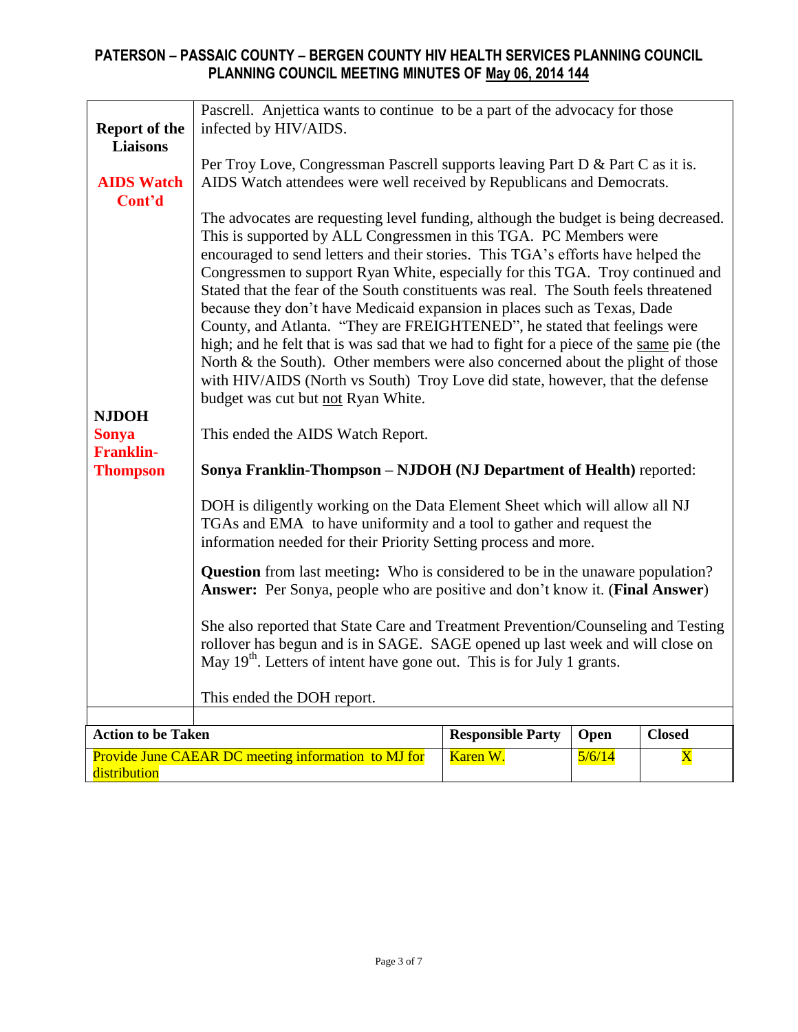# PATERSON – PASSAIC COUNTY – BERGEN COUNTY HIV HEALTH SERVICES PLANNING COUNCIL
## PLANNING COUNCIL MEETING MINUTES OF May 06, 2014 144

| | |
|---|---|
| **Report of the Liaisons**<br><br>**AIDS Watch Cont'd** | Pascrell. Anjettica wants to continue to be a part of the advocacy for those infected by HIV/AIDS.<br><br>Per Troy Love, Congressman Pascrell supports leaving Part D & Part C as it is. AIDS Watch attendees were well received by Republicans and Democrats.<br><br>The advocates are requesting level funding, although the budget is being decreased. This is supported by ALL Congressmen in this TGA. PC Members were encouraged to send letters and their stories. This TGA's efforts have helped the Congressmen to support Ryan White, especially for this TGA. Troy continued and Stated that the fear of the South constituents was real. The South feels threatened because they don't have Medicaid expansion in places such as Texas, Dade County, and Atlanta. "They are FREIGHTENED", he stated that feelings were high; and he felt that is was sad that we had to fight for a piece of the same pie (the North & the South). Other members were also concerned about the plight of those with HIV/AIDS (North vs South) Troy Love did state, however, that the defense budget was cut but not Ryan White.<br><br>This ended the AIDS Watch Report. |
| **NJDOH**<br>**Sonya Franklin-Thompson** | **Sonya Franklin-Thompson – NJDOH (NJ Department of Health)** reported:<br><br>DOH is diligently working on the Data Element Sheet which will allow all NJ TGAs and EMA to have uniformity and a tool to gather and request the information needed for their Priority Setting process and more.<br><br>**Question** from last meeting**:** Who is considered to be in the unaware population? **Answer:** Per Sonya, people who are positive and don't know it. (**Final Answer**)<br><br>She also reported that State Care and Treatment Prevention/Counseling and Testing rollover has begun and is in SAGE. SAGE opened up last week and will close on May 19th. Letters of intent have gone out. This is for July 1 grants.<br><br>This ended the DOH report. |

| Action to be Taken | Responsible Party | Open | Closed |
|---|---|---|---|
| Provide June CAEAR DC meeting information to MJ for distribution | Karen W. | 5/6/14 | X |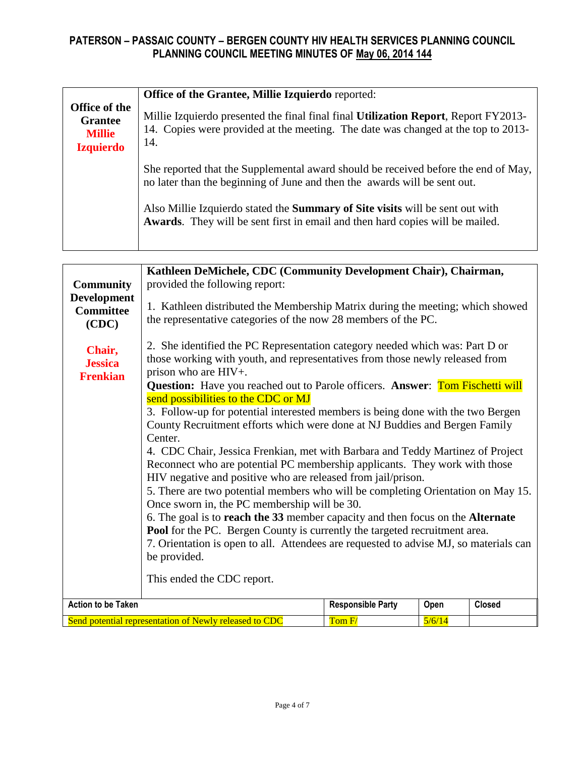# PATERSON – PASSAIC COUNTY – BERGEN COUNTY HIV HEALTH SERVICES PLANNING COUNCIL
## PLANNING COUNCIL MEETING MINUTES OF May 06, 2014 144

| **Office of the Grantee** **Millie Izquierdo** | **Office of the Grantee, Millie Izquierdo** reported:<br><br>Millie Izquierdo presented the final final final **Utilization Report**, Report FY2013-14. Copies were provided at the meeting. The date was changed at the top to 2013-14.<br><br>She reported that the Supplemental award should be received before the end of May, no later than the beginning of June and then the awards will be sent out.<br><br>Also Millie Izquierdo stated the **Summary of Site visits** will be sent out with **Awards**. They will be sent first in email and then hard copies will be mailed. |
|---|---|

| **Community Development Committee (CDC)** **Chair, Jessica Frenkian** | **Kathleen DeMichele, CDC (Community Development Chair), Chairman,** provided the following report:<br><br>1. Kathleen distributed the Membership Matrix during the meeting; which showed the representative categories of the now 28 members of the PC.<br><br>2. She identified the PC Representation category needed which was: Part D or those working with youth, and representatives from those newly released from prison who are HIV+.<br>**Question:** Have you reached out to Parole officers. **Answer**: Tom Fischetti will send possibilities to the CDC or MJ<br>3. Follow-up for potential interested members is being done with the two Bergen County Recruitment efforts which were done at NJ Buddies and Bergen Family Center.<br>4. CDC Chair, Jessica Frenkian, met with Barbara and Teddy Martinez of Project Reconnect who are potential PC membership applicants. They work with those HIV negative and positive who are released from jail/prison.<br>5. There are two potential members who will be completing Orientation on May 15. Once sworn in, the PC membership will be 30.<br>6. The goal is to **reach the 33** member capacity and then focus on the **Alternate Pool** for the PC. Bergen County is currently the targeted recruitment area.<br>7. Orientation is open to all. Attendees are requested to advise MJ, so materials can be provided.<br><br>This ended the CDC report. |
|---|---|

| Action to be Taken | Responsible Party | Open | Closed |
|---|---|---|---|
| Send potential representation of Newly released to CDC | Tom F/ | 5/6/14 | |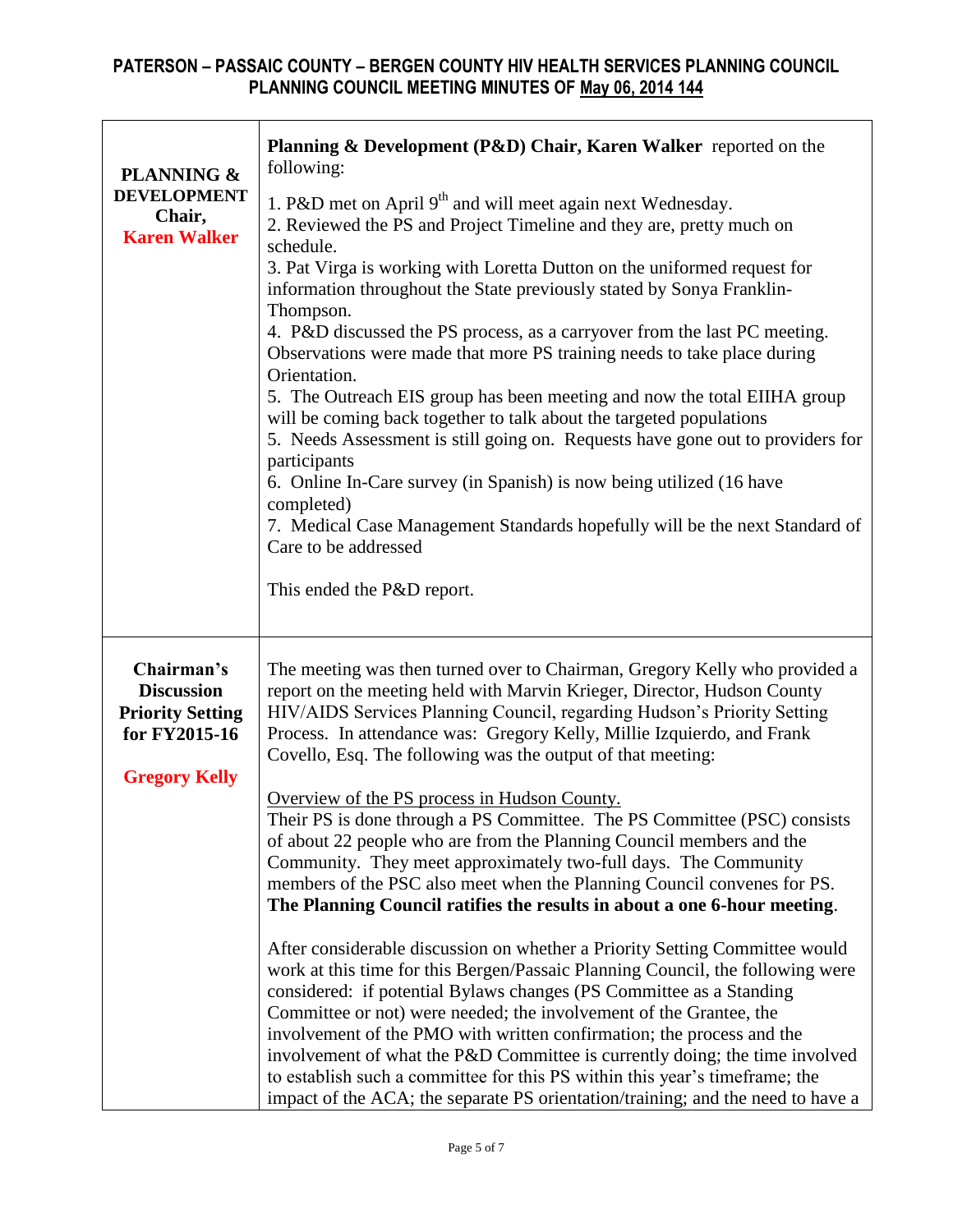| | |
|---|---|
| **PLANNING & DEVELOPMENT Chair, Karen Walker** | **Planning & Development (P&D) Chair, Karen Walker** reported on the following:<br><br>1. P&D met on April 9th and will meet again next Wednesday.<br>2. Reviewed the PS and Project Timeline and they are, pretty much on schedule.<br>3. Pat Virga is working with Loretta Dutton on the uniformed request for information throughout the State previously stated by Sonya Franklin-Thompson.<br>4. P&D discussed the PS process, as a carryover from the last PC meeting. Observations were made that more PS training needs to take place during Orientation.<br>5. The Outreach EIS group has been meeting and now the total EIIHA group will be coming back together to talk about the targeted populations<br>5. Needs Assessment is still going on. Requests have gone out to providers for participants<br>6. Online In-Care survey (in Spanish) is now being utilized (16 have completed)<br>7. Medical Case Management Standards hopefully will be the next Standard of Care to be addressed<br><br>This ended the P&D report. |
| **Chairman's Discussion Priority Setting for FY2015-16**<br><br>**Gregory Kelly** | The meeting was then turned over to Chairman, Gregory Kelly who provided a report on the meeting held with Marvin Krieger, Director, Hudson County HIV/AIDS Services Planning Council, regarding Hudson's Priority Setting Process. In attendance was: Gregory Kelly, Millie Izquierdo, and Frank Covello, Esq. The following was the output of that meeting:<br><br>Overview of the PS process in Hudson County.<br>Their PS is done through a PS Committee. The PS Committee (PSC) consists of about 22 people who are from the Planning Council members and the Community. They meet approximately two-full days. The Community members of the PSC also meet when the Planning Council convenes for PS. **The Planning Council ratifies the results in about a one 6-hour meeting**.<br><br>After considerable discussion on whether a Priority Setting Committee would work at this time for this Bergen/Passaic Planning Council, the following were considered: if potential Bylaws changes (PS Committee as a Standing Committee or not) were needed; the involvement of the Grantee, the involvement of the PMO with written confirmation; the process and the involvement of what the P&D Committee is currently doing; the time involved to establish such a committee for this PS within this year's timeframe; the impact of the ACA; the separate PS orientation/training; and the need to have a |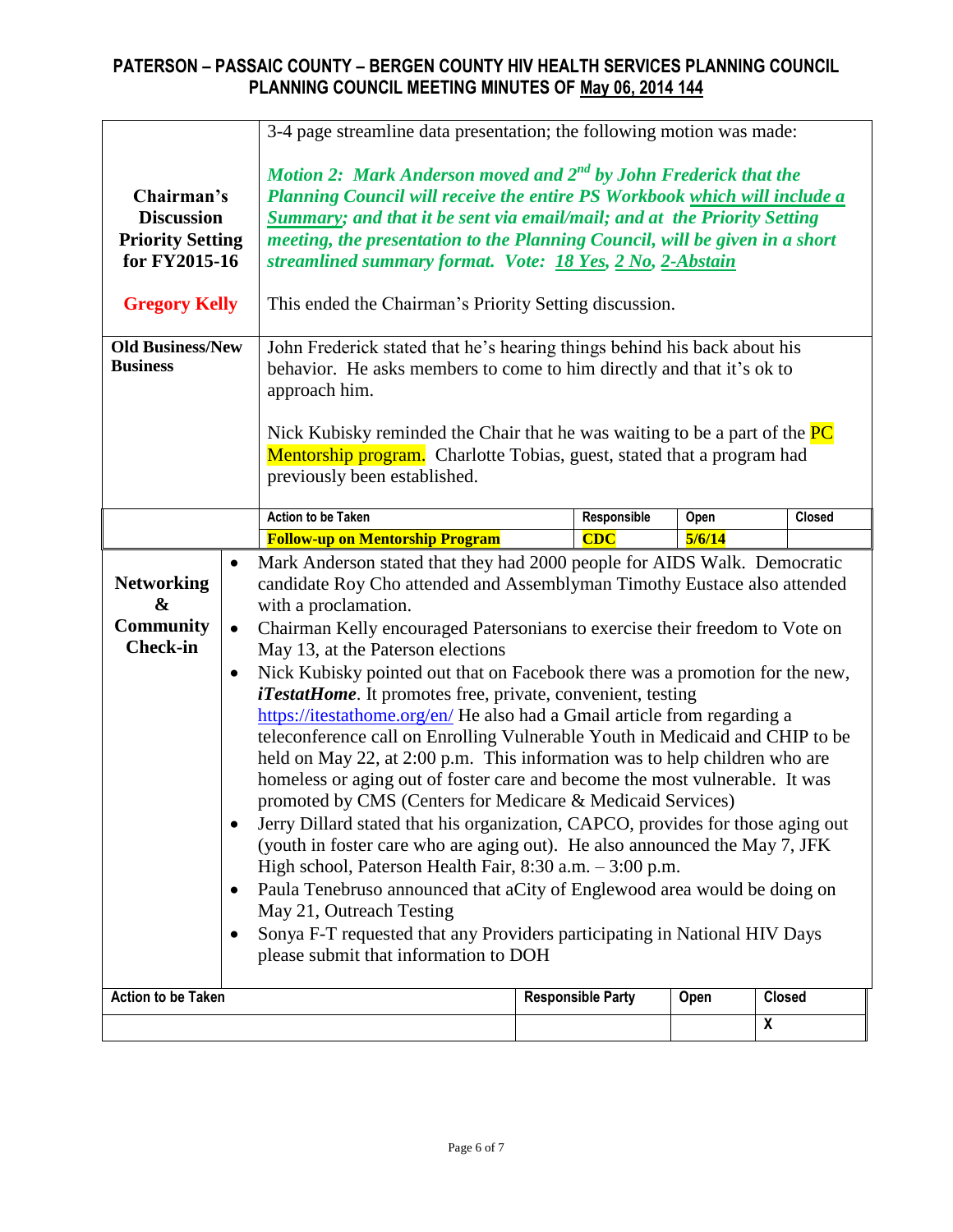# PATERSON – PASSAIC COUNTY – BERGEN COUNTY HIV HEALTH SERVICES PLANNING COUNCIL
## PLANNING COUNCIL MEETING MINUTES OF May 06, 2014 144

| | | | | |
|---|---|---|---|---|
| **Chairman's Discussion Priority Setting for FY2015-16**<br><br>**Gregory Kelly** | 3-4 page streamline data presentation; the following motion was made:<br><br>***Motion 2: Mark Anderson moved and 2nd by John Frederick that the Planning Council will receive the entire PS Workbook which will include a Summary; and that it be sent via email/mail; and at the Priority Setting meeting, the presentation to the Planning Council, will be given in a short streamlined summary format. Vote: 18 Yes, 2 No, 2-Abstain***<br><br>This ended the Chairman's Priority Setting discussion. | | | |
| **Old Business/New Business** | John Frederick stated that he's hearing things behind his back about his behavior. He asks members to come to him directly and that it's ok to approach him.<br><br>Nick Kubisky reminded the Chair that he was waiting to be a part of the PC Mentorship program. Charlotte Tobias, guest, stated that a program had previously been established. | | | |
| | **Action to be Taken** | **Responsible** | **Open** | **Closed** |
| | **Follow-up on Mentorship Program** | **CDC** | **5/6/14** | |

| | |
|---|---|
| **Networking & Community Check-in** | • Mark Anderson stated that they had 2000 people for AIDS Walk. Democratic candidate Roy Cho attended and Assemblyman Timothy Eustace also attended with a proclamation.<br>• Chairman Kelly encouraged Patersonians to exercise their freedom to Vote on May 13, at the Paterson elections<br>• Nick Kubisky pointed out that on Facebook there was a promotion for the new, ***iTestatHome***. It promotes free, private, convenient, testing https://itestathome.org/en/ He also had a Gmail article from regarding a teleconference call on Enrolling Vulnerable Youth in Medicaid and CHIP to be held on May 22, at 2:00 p.m. This information was to help children who are homeless or aging out of foster care and become the most vulnerable. It was promoted by CMS (Centers for Medicare & Medicaid Services)<br>• Jerry Dillard stated that his organization, CAPCO, provides for those aging out (youth in foster care who are aging out). He also announced the May 7, JFK High school, Paterson Health Fair, 8:30 a.m. – 3:00 p.m.<br>• Paula Tenebruso announced that aCity of Englewood area would be doing on May 21, Outreach Testing<br>• Sonya F-T requested that any Providers participating in National HIV Days please submit that information to DOH |

| Action to be Taken | Responsible Party | Open | Closed |
|---|---|---|---|
| | | | X |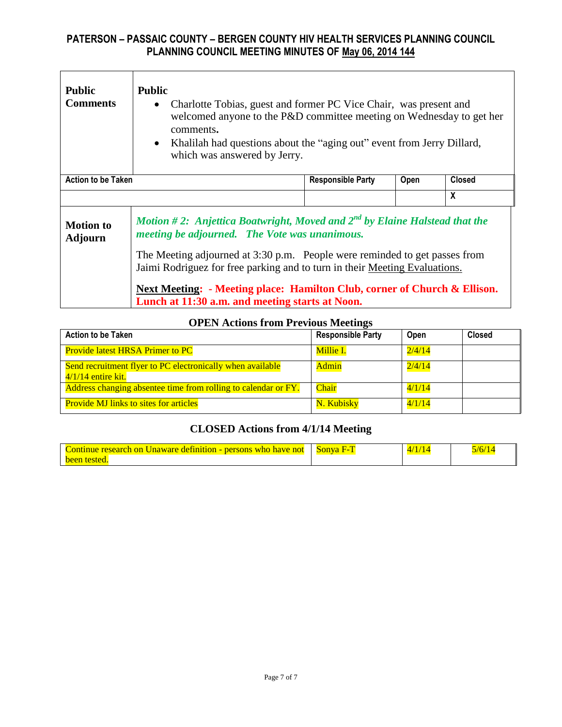## PATERSON – PASSAIC COUNTY – BERGEN COUNTY HIV HEALTH SERVICES PLANNING COUNCIL
## PLANNING COUNCIL MEETING MINUTES OF May 06, 2014 144

| | |
|---|---|
| **Public Comments** | **Public**<br>• Charlotte Tobias, guest and former PC Vice Chair, was present and welcomed anyone to the P&D committee meeting on Wednesday to get her comments**.**<br>• Khalilah had questions about the "aging out" event from Jerry Dillard, which was answered by Jerry. |

| Action to be Taken | Responsible Party | Open | Closed |
|---|---|---|---|
| | | | X |

| | |
|---|---|
| **Motion to Adjourn** | ***Motion # 2: Anjettica Boatwright, Moved and 2nd by Elaine Halstead that the meeting be adjourned. The Vote was unanimous.***<br><br>The Meeting adjourned at 3:30 p.m. People were reminded to get passes from Jaimi Rodriguez for free parking and to turn in their Meeting Evaluations.<br><br>**Next Meeting: - Meeting place: Hamilton Club, corner of Church & Ellison. Lunch at 11:30 a.m. and meeting starts at Noon.** |

### OPEN Actions from Previous Meetings

| Action to be Taken | Responsible Party | Open | Closed |
|---|---|---|---|
| Provide latest HRSA Primer to PC | Millie I. | 2/4/14 | |
| Send recruitment flyer to PC electronically when available 4/1/14 entire kit. | Admin | 2/4/14 | |
| Address changing absentee time from rolling to calendar or FY. | Chair | 4/1/14 | |
| Provide MJ links to sites for articles | N. Kubisky | 4/1/14 | |

### CLOSED Actions from 4/1/14 Meeting

| | | | |
|---|---|---|---|
| Continue research on Unaware definition - persons who have not been tested. | Sonya F-T | 4/1/14 | 5/6/14 |